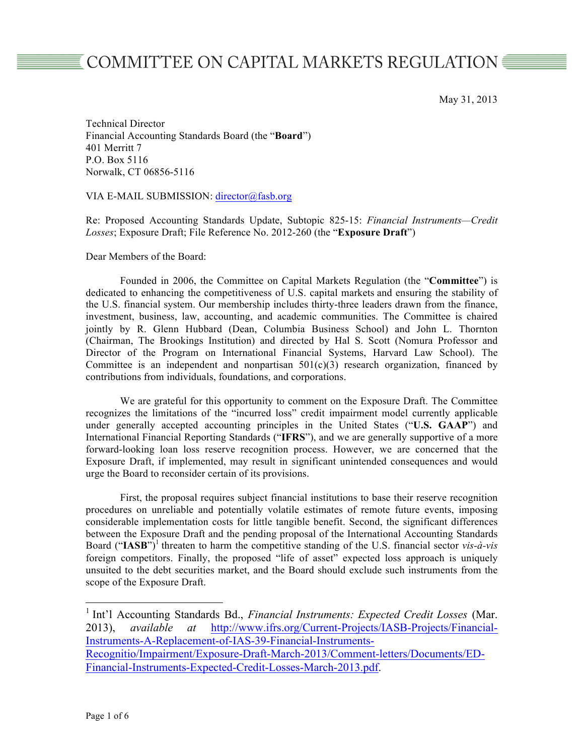# COMMITTEE ON CAPITAL MARKETS REGULATION

May 31, 2013

Technical Director
Financial Accounting Standards Board (the "**Board**")
401 Merritt 7
P.O. Box 5116
Norwalk, CT 06856-5116

VIA E-MAIL SUBMISSION: director@fasb.org

Re: Proposed Accounting Standards Update, Subtopic 825-15: *Financial Instruments—Credit Losses*; Exposure Draft; File Reference No. 2012-260 (the "**Exposure Draft**")

Dear Members of the Board:

Founded in 2006, the Committee on Capital Markets Regulation (the "**Committee**") is dedicated to enhancing the competitiveness of U.S. capital markets and ensuring the stability of the U.S. financial system. Our membership includes thirty-three leaders drawn from the finance, investment, business, law, accounting, and academic communities. The Committee is chaired jointly by R. Glenn Hubbard (Dean, Columbia Business School) and John L. Thornton (Chairman, The Brookings Institution) and directed by Hal S. Scott (Nomura Professor and Director of the Program on International Financial Systems, Harvard Law School). The Committee is an independent and nonpartisan 501(c)(3) research organization, financed by contributions from individuals, foundations, and corporations.

We are grateful for this opportunity to comment on the Exposure Draft. The Committee recognizes the limitations of the "incurred loss" credit impairment model currently applicable under generally accepted accounting principles in the United States ("**U.S. GAAP**") and International Financial Reporting Standards ("**IFRS**"), and we are generally supportive of a more forward-looking loan loss reserve recognition process. However, we are concerned that the Exposure Draft, if implemented, may result in significant unintended consequences and would urge the Board to reconsider certain of its provisions.

First, the proposal requires subject financial institutions to base their reserve recognition procedures on unreliable and potentially volatile estimates of remote future events, imposing considerable implementation costs for little tangible benefit. Second, the significant differences between the Exposure Draft and the pending proposal of the International Accounting Standards Board ("**IASB**")[1] threaten to harm the competitive standing of the U.S. financial sector *vis-à-vis* foreign competitors. Finally, the proposed "life of asset" expected loss approach is uniquely unsuited to the debt securities market, and the Board should exclude such instruments from the scope of the Exposure Draft.

---

[1] Int'l Accounting Standards Bd., *Financial Instruments: Expected Credit Losses* (Mar. 2013), *available at* http://www.ifrs.org/Current-Projects/IASB-Projects/Financial-Instruments-A-Replacement-of-IAS-39-Financial-Instruments-Recognitio/Impairment/Exposure-Draft-March-2013/Comment-letters/Documents/ED-Financial-Instruments-Expected-Credit-Losses-March-2013.pdf.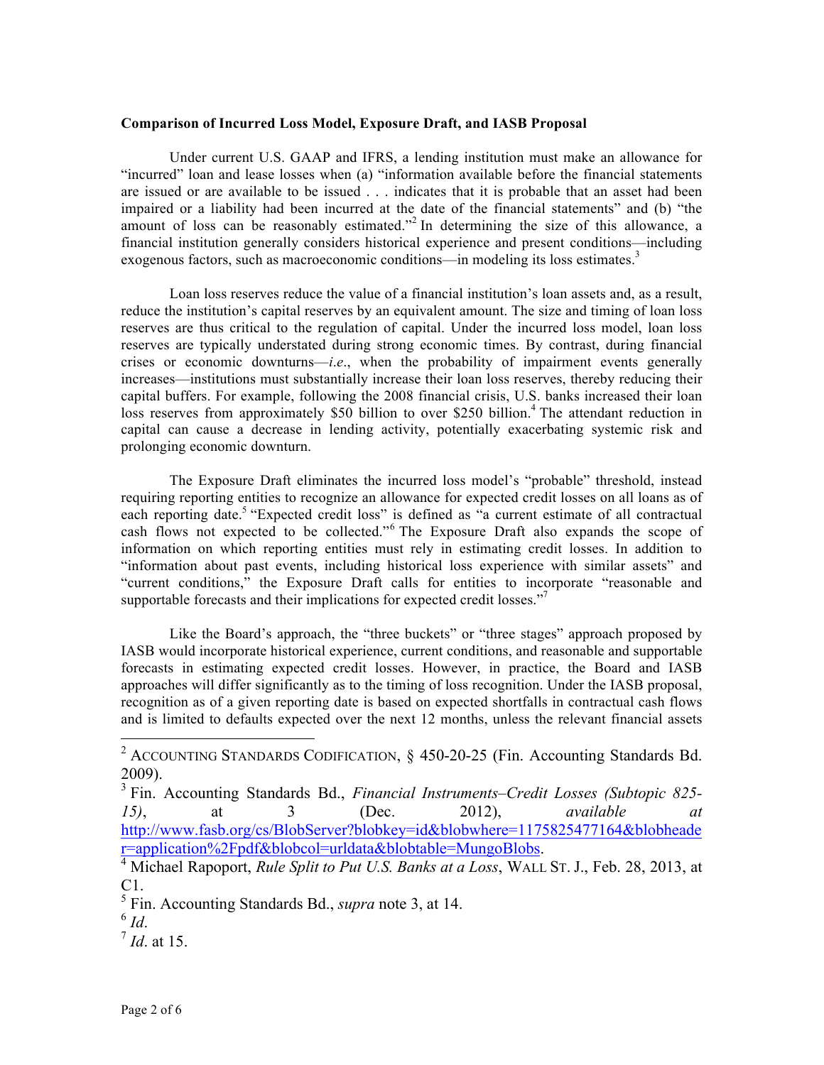**Comparison of Incurred Loss Model, Exposure Draft, and IASB Proposal**

Under current U.S. GAAP and IFRS, a lending institution must make an allowance for "incurred" loan and lease losses when (a) "information available before the financial statements are issued or are available to be issued . . . indicates that it is probable that an asset had been impaired or a liability had been incurred at the date of the financial statements" and (b) "the amount of loss can be reasonably estimated."[2] In determining the size of this allowance, a financial institution generally considers historical experience and present conditions—including exogenous factors, such as macroeconomic conditions—in modeling its loss estimates.[3]

Loan loss reserves reduce the value of a financial institution's loan assets and, as a result, reduce the institution's capital reserves by an equivalent amount. The size and timing of loan loss reserves are thus critical to the regulation of capital. Under the incurred loss model, loan loss reserves are typically understated during strong economic times. By contrast, during financial crises or economic downturns—*i.e.*, when the probability of impairment events generally increases—institutions must substantially increase their loan loss reserves, thereby reducing their capital buffers. For example, following the 2008 financial crisis, U.S. banks increased their loan loss reserves from approximately $50 billion to over $250 billion.[4] The attendant reduction in capital can cause a decrease in lending activity, potentially exacerbating systemic risk and prolonging economic downturn.

The Exposure Draft eliminates the incurred loss model's "probable" threshold, instead requiring reporting entities to recognize an allowance for expected credit losses on all loans as of each reporting date.[5] "Expected credit loss" is defined as "a current estimate of all contractual cash flows not expected to be collected."[6] The Exposure Draft also expands the scope of information on which reporting entities must rely in estimating credit losses. In addition to "information about past events, including historical loss experience with similar assets" and "current conditions," the Exposure Draft calls for entities to incorporate "reasonable and supportable forecasts and their implications for expected credit losses."[7]

Like the Board's approach, the "three buckets" or "three stages" approach proposed by IASB would incorporate historical experience, current conditions, and reasonable and supportable forecasts in estimating expected credit losses. However, in practice, the Board and IASB approaches will differ significantly as to the timing of loss recognition. Under the IASB proposal, recognition as of a given reporting date is based on expected shortfalls in contractual cash flows and is limited to defaults expected over the next 12 months, unless the relevant financial assets

---

[2] ACCOUNTING STANDARDS CODIFICATION, § 450-20-25 (Fin. Accounting Standards Bd. 2009).

[3] Fin. Accounting Standards Bd., *Financial Instruments–Credit Losses (Subtopic 825-15)*, at 3 (Dec. 2012), *available at* http://www.fasb.org/cs/BlobServer?blobkey=id&blobwhere=1175825477164&blobheader=application%2Fpdf&blobcol=urldata&blobtable=MungoBlobs.

[4] Michael Rapoport, *Rule Split to Put U.S. Banks at a Loss*, WALL ST. J., Feb. 28, 2013, at C1.

[5] Fin. Accounting Standards Bd., *supra* note 3, at 14.

[6] *Id*.

[7] *Id*. at 15.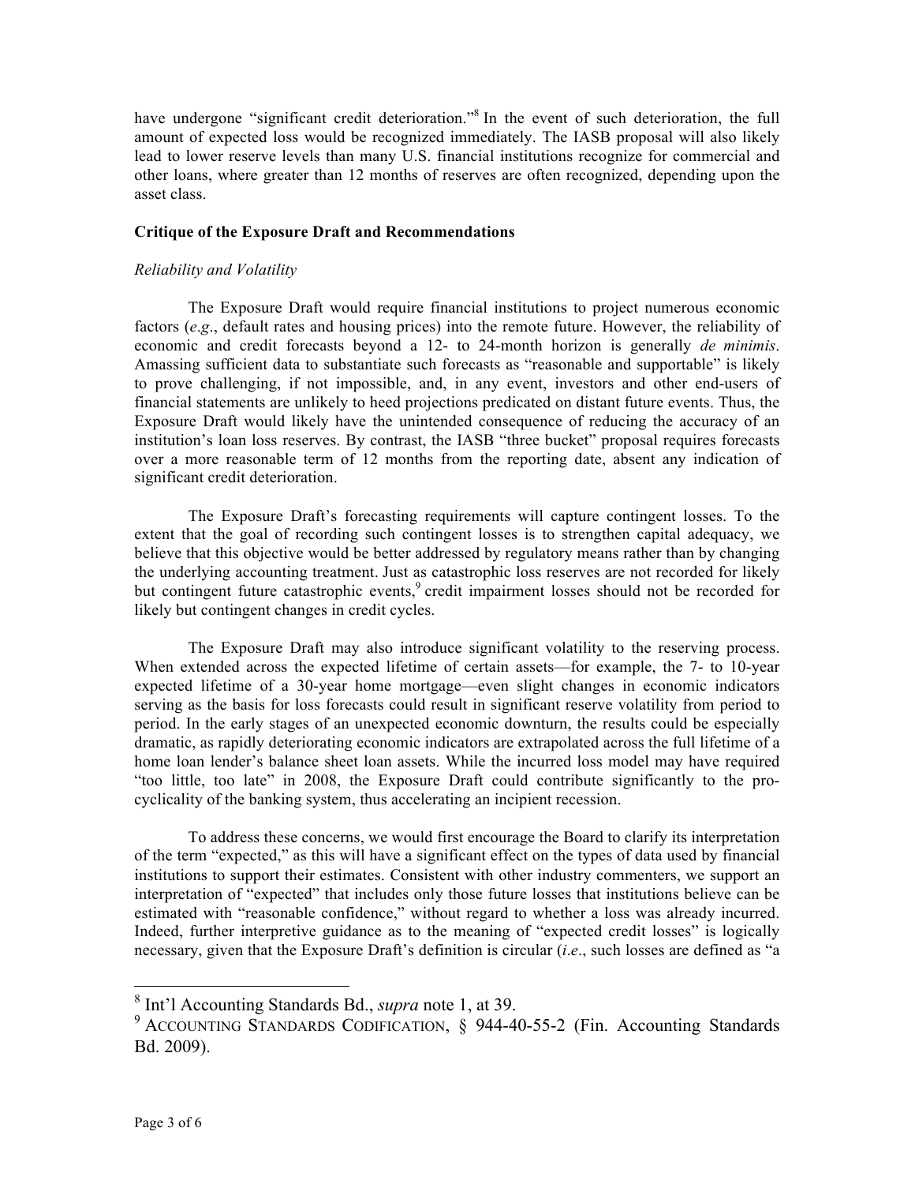have undergone "significant credit deterioration."[8] In the event of such deterioration, the full amount of expected loss would be recognized immediately. The IASB proposal will also likely lead to lower reserve levels than many U.S. financial institutions recognize for commercial and other loans, where greater than 12 months of reserves are often recognized, depending upon the asset class.

**Critique of the Exposure Draft and Recommendations**

*Reliability and Volatility*

The Exposure Draft would require financial institutions to project numerous economic factors (*e.g*., default rates and housing prices) into the remote future. However, the reliability of economic and credit forecasts beyond a 12- to 24-month horizon is generally *de minimis*. Amassing sufficient data to substantiate such forecasts as "reasonable and supportable" is likely to prove challenging, if not impossible, and, in any event, investors and other end-users of financial statements are unlikely to heed projections predicated on distant future events. Thus, the Exposure Draft would likely have the unintended consequence of reducing the accuracy of an institution's loan loss reserves. By contrast, the IASB "three bucket" proposal requires forecasts over a more reasonable term of 12 months from the reporting date, absent any indication of significant credit deterioration.

The Exposure Draft's forecasting requirements will capture contingent losses. To the extent that the goal of recording such contingent losses is to strengthen capital adequacy, we believe that this objective would be better addressed by regulatory means rather than by changing the underlying accounting treatment. Just as catastrophic loss reserves are not recorded for likely but contingent future catastrophic events,[9] credit impairment losses should not be recorded for likely but contingent changes in credit cycles.

The Exposure Draft may also introduce significant volatility to the reserving process. When extended across the expected lifetime of certain assets—for example, the 7- to 10-year expected lifetime of a 30-year home mortgage—even slight changes in economic indicators serving as the basis for loss forecasts could result in significant reserve volatility from period to period. In the early stages of an unexpected economic downturn, the results could be especially dramatic, as rapidly deteriorating economic indicators are extrapolated across the full lifetime of a home loan lender's balance sheet loan assets. While the incurred loss model may have required "too little, too late" in 2008, the Exposure Draft could contribute significantly to the pro-cyclicality of the banking system, thus accelerating an incipient recession.

To address these concerns, we would first encourage the Board to clarify its interpretation of the term "expected," as this will have a significant effect on the types of data used by financial institutions to support their estimates. Consistent with other industry commenters, we support an interpretation of "expected" that includes only those future losses that institutions believe can be estimated with "reasonable confidence," without regard to whether a loss was already incurred. Indeed, further interpretive guidance as to the meaning of "expected credit losses" is logically necessary, given that the Exposure Draft's definition is circular (*i.e*., such losses are defined as "a

---

[8] Int'l Accounting Standards Bd., *supra* note 1, at 39.

[9] ACCOUNTING STANDARDS CODIFICATION, § 944-40-55-2 (Fin. Accounting Standards Bd. 2009).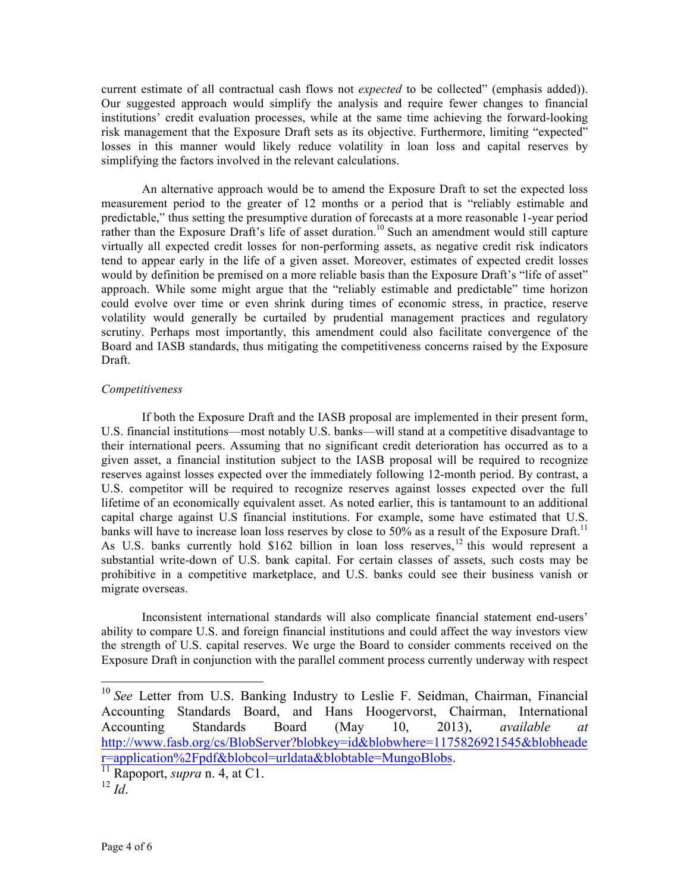current estimate of all contractual cash flows not *expected* to be collected" (emphasis added)). Our suggested approach would simplify the analysis and require fewer changes to financial institutions' credit evaluation processes, while at the same time achieving the forward-looking risk management that the Exposure Draft sets as its objective. Furthermore, limiting "expected" losses in this manner would likely reduce volatility in loan loss and capital reserves by simplifying the factors involved in the relevant calculations.

An alternative approach would be to amend the Exposure Draft to set the expected loss measurement period to the greater of 12 months or a period that is "reliably estimable and predictable," thus setting the presumptive duration of forecasts at a more reasonable 1-year period rather than the Exposure Draft's life of asset duration.[10] Such an amendment would still capture virtually all expected credit losses for non-performing assets, as negative credit risk indicators tend to appear early in the life of a given asset. Moreover, estimates of expected credit losses would by definition be premised on a more reliable basis than the Exposure Draft's "life of asset" approach. While some might argue that the "reliably estimable and predictable" time horizon could evolve over time or even shrink during times of economic stress, in practice, reserve volatility would generally be curtailed by prudential management practices and regulatory scrutiny. Perhaps most importantly, this amendment could also facilitate convergence of the Board and IASB standards, thus mitigating the competitiveness concerns raised by the Exposure Draft.

*Competitiveness*

If both the Exposure Draft and the IASB proposal are implemented in their present form, U.S. financial institutions—most notably U.S. banks—will stand at a competitive disadvantage to their international peers. Assuming that no significant credit deterioration has occurred as to a given asset, a financial institution subject to the IASB proposal will be required to recognize reserves against losses expected over the immediately following 12-month period. By contrast, a U.S. competitor will be required to recognize reserves against losses expected over the full lifetime of an economically equivalent asset. As noted earlier, this is tantamount to an additional capital charge against U.S financial institutions. For example, some have estimated that U.S. banks will have to increase loan loss reserves by close to 50% as a result of the Exposure Draft.[11] As U.S. banks currently hold $162 billion in loan loss reserves,[12] this would represent a substantial write-down of U.S. bank capital. For certain classes of assets, such costs may be prohibitive in a competitive marketplace, and U.S. banks could see their business vanish or migrate overseas.

Inconsistent international standards will also complicate financial statement end-users' ability to compare U.S. and foreign financial institutions and could affect the way investors view the strength of U.S. capital reserves. We urge the Board to consider comments received on the Exposure Draft in conjunction with the parallel comment process currently underway with respect

---

[10] *See* Letter from U.S. Banking Industry to Leslie F. Seidman, Chairman, Financial Accounting Standards Board, and Hans Hoogervorst, Chairman, International Accounting Standards Board (May 10, 2013), *available at* http://www.fasb.org/cs/BlobServer?blobkey=id&blobwhere=1175826921545&blobheader=application%2Fpdf&blobcol=urldata&blobtable=MungoBlobs.

[11] Rapoport, *supra* n. 4, at C1.

[12] *Id*.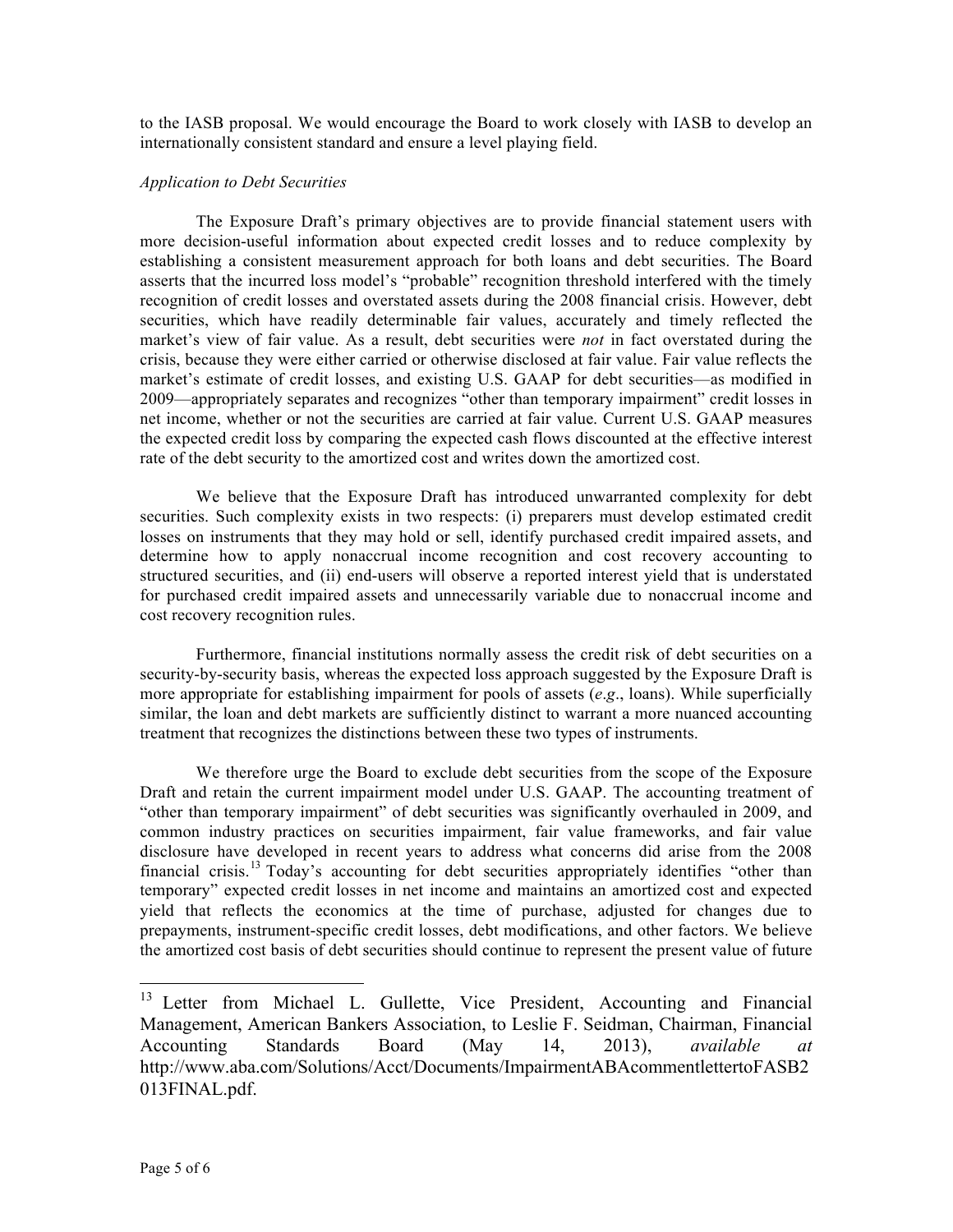to the IASB proposal. We would encourage the Board to work closely with IASB to develop an internationally consistent standard and ensure a level playing field.

*Application to Debt Securities*

The Exposure Draft's primary objectives are to provide financial statement users with more decision-useful information about expected credit losses and to reduce complexity by establishing a consistent measurement approach for both loans and debt securities. The Board asserts that the incurred loss model's "probable" recognition threshold interfered with the timely recognition of credit losses and overstated assets during the 2008 financial crisis. However, debt securities, which have readily determinable fair values, accurately and timely reflected the market's view of fair value. As a result, debt securities were *not* in fact overstated during the crisis, because they were either carried or otherwise disclosed at fair value. Fair value reflects the market's estimate of credit losses, and existing U.S. GAAP for debt securities—as modified in 2009—appropriately separates and recognizes "other than temporary impairment" credit losses in net income, whether or not the securities are carried at fair value. Current U.S. GAAP measures the expected credit loss by comparing the expected cash flows discounted at the effective interest rate of the debt security to the amortized cost and writes down the amortized cost.

We believe that the Exposure Draft has introduced unwarranted complexity for debt securities. Such complexity exists in two respects: (i) preparers must develop estimated credit losses on instruments that they may hold or sell, identify purchased credit impaired assets, and determine how to apply nonaccrual income recognition and cost recovery accounting to structured securities, and (ii) end-users will observe a reported interest yield that is understated for purchased credit impaired assets and unnecessarily variable due to nonaccrual income and cost recovery recognition rules.

Furthermore, financial institutions normally assess the credit risk of debt securities on a security-by-security basis, whereas the expected loss approach suggested by the Exposure Draft is more appropriate for establishing impairment for pools of assets (*e.g.*, loans). While superficially similar, the loan and debt markets are sufficiently distinct to warrant a more nuanced accounting treatment that recognizes the distinctions between these two types of instruments.

We therefore urge the Board to exclude debt securities from the scope of the Exposure Draft and retain the current impairment model under U.S. GAAP. The accounting treatment of "other than temporary impairment" of debt securities was significantly overhauled in 2009, and common industry practices on securities impairment, fair value frameworks, and fair value disclosure have developed in recent years to address what concerns did arise from the 2008 financial crisis.[13] Today's accounting for debt securities appropriately identifies "other than temporary" expected credit losses in net income and maintains an amortized cost and expected yield that reflects the economics at the time of purchase, adjusted for changes due to prepayments, instrument-specific credit losses, debt modifications, and other factors. We believe the amortized cost basis of debt securities should continue to represent the present value of future

---

[13] Letter from Michael L. Gullette, Vice President, Accounting and Financial Management, American Bankers Association, to Leslie F. Seidman, Chairman, Financial Accounting Standards Board (May 14, 2013), *available at* http://www.aba.com/Solutions/Acct/Documents/ImpairmentABAcommentlettertoFASB2013FINAL.pdf.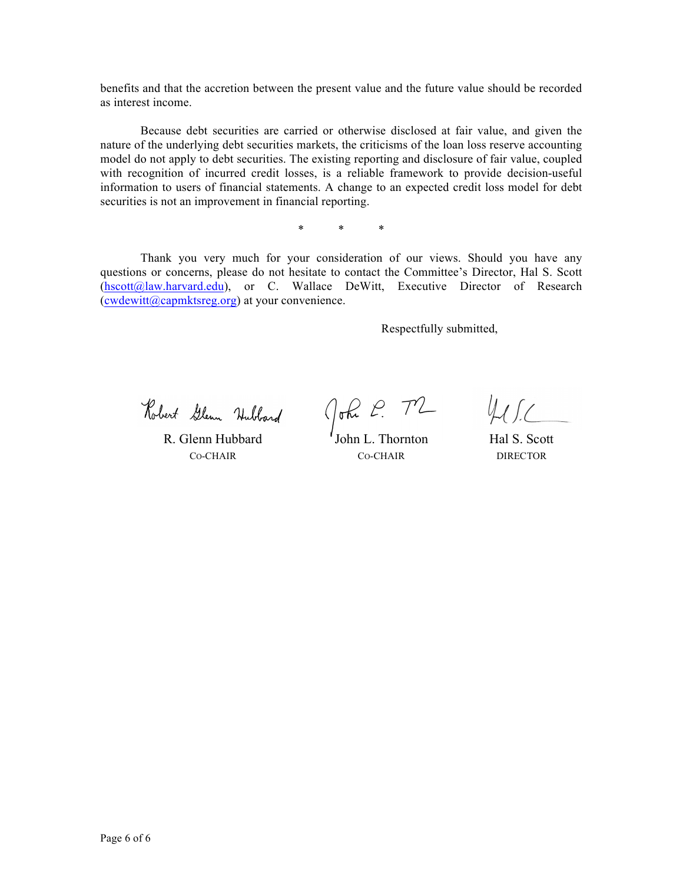benefits and that the accretion between the present value and the future value should be recorded as interest income.

Because debt securities are carried or otherwise disclosed at fair value, and given the nature of the underlying debt securities markets, the criticisms of the loan loss reserve accounting model do not apply to debt securities. The existing reporting and disclosure of fair value, coupled with recognition of incurred credit losses, is a reliable framework to provide decision-useful information to users of financial statements. A change to an expected credit loss model for debt securities is not an improvement in financial reporting.

\*　　\*　　\*

Thank you very much for your consideration of our views. Should you have any questions or concerns, please do not hesitate to contact the Committee's Director, Hal S. Scott (hscott@law.harvard.edu), or C. Wallace DeWitt, Executive Director of Research (cwdewitt@capmktsreg.org) at your convenience.

Respectfully submitted,

| | | |
|---|---|---|
| R. Glenn Hubbard | John L. Thornton | Hal S. Scott |
| CO-CHAIR | CO-CHAIR | DIRECTOR |